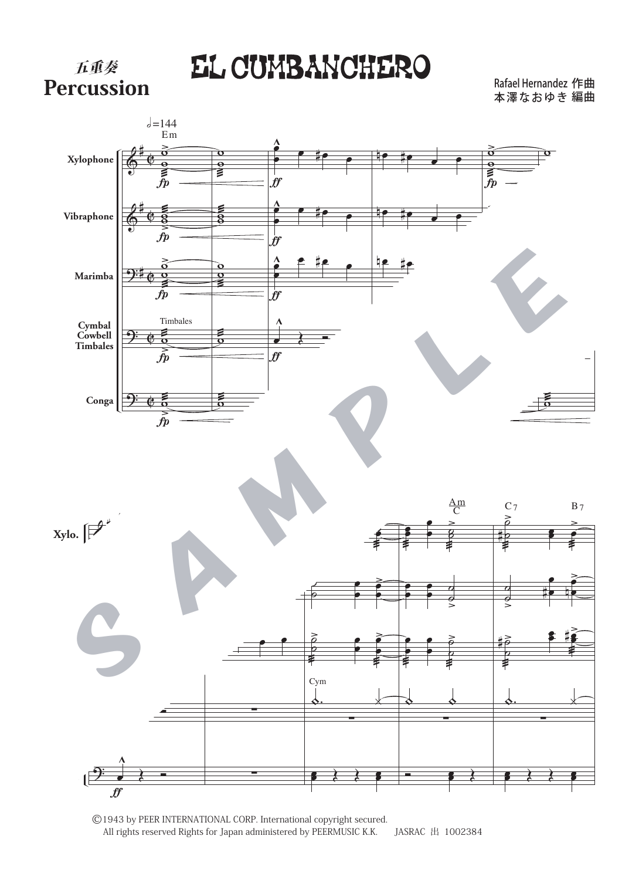五重奏
**Percussion**

# EL CUMBANCHERO

Rafael Hernandez 作曲
本澤なおゆき 編曲

©1943 by PEER INTERNATIONAL CORP. International copyright secured.
All rights reserved Rights for Japan administered by PEERMUSIC K.K. JASRAC 出 1002384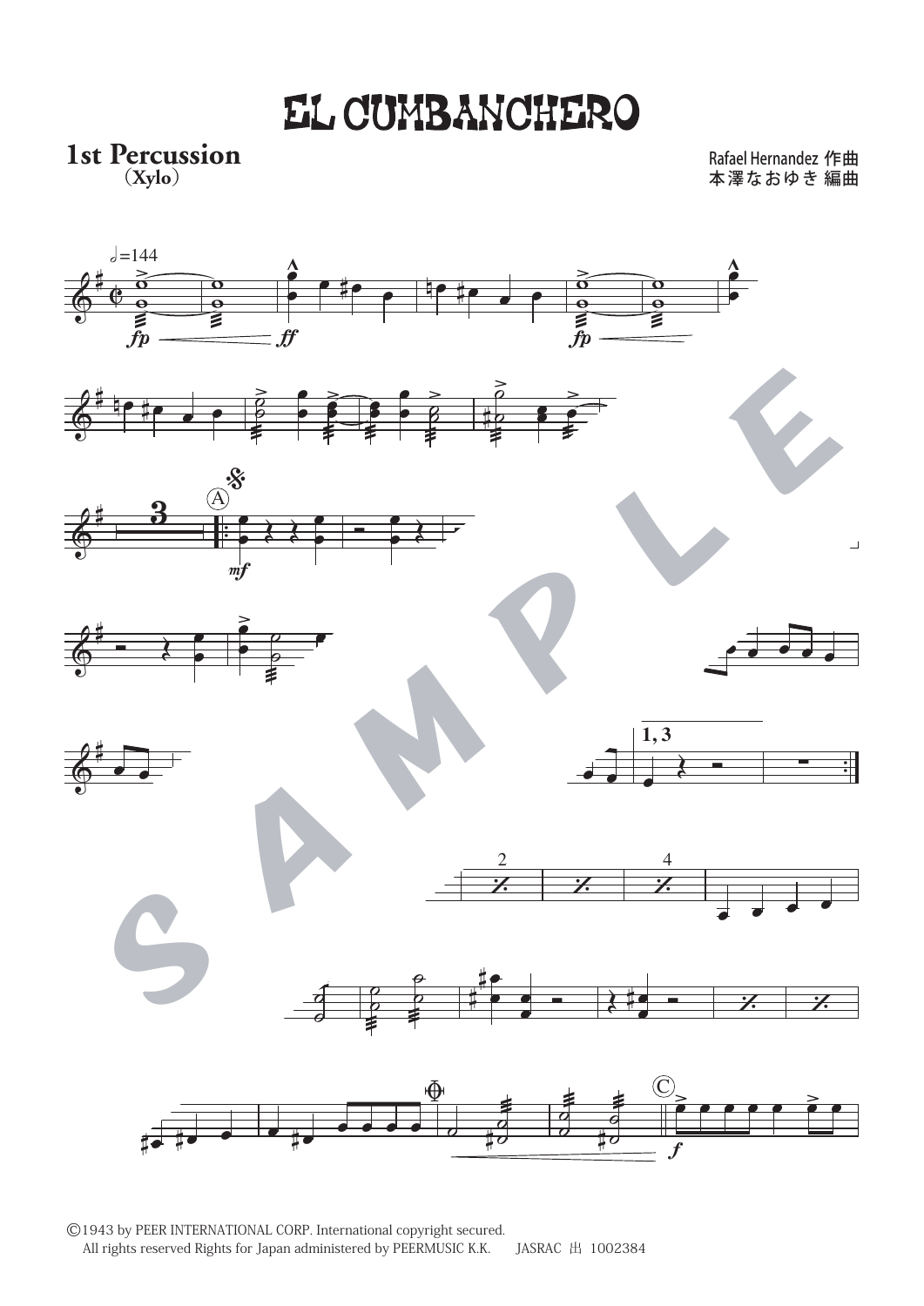# EL CUMBANCHERO

**1st Percussion**
**（Xylo）**

Rafael Hernandez 作曲
本澤なおゆき 編曲

©1943 by PEER INTERNATIONAL CORP. International copyright secured.
All rights reserved Rights for Japan administered by PEERMUSIC K.K.　　JASRAC 出 1002384